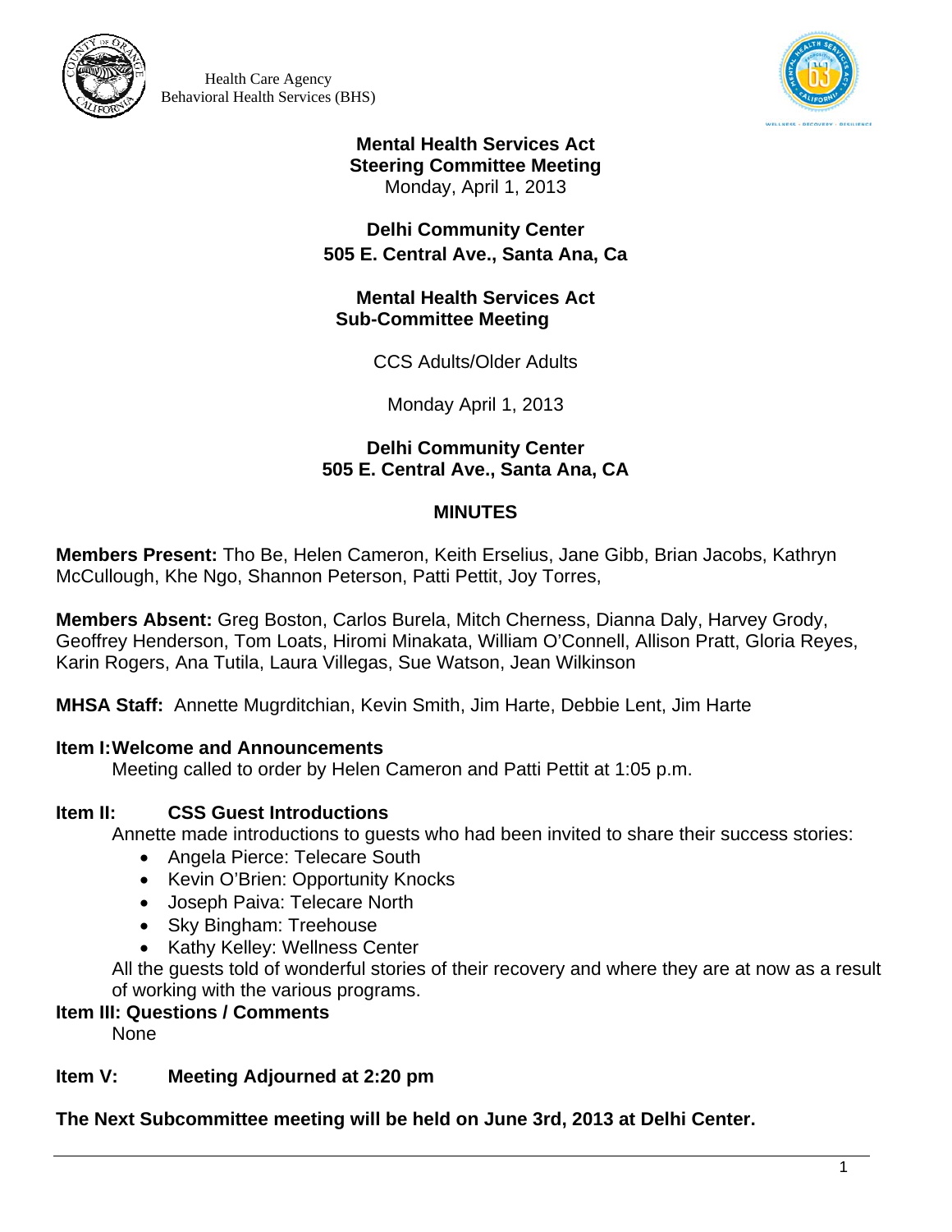Health Care Agency
Behavioral Health Services (BHS)

**Mental Health Services Act**
**Steering Committee Meeting**
Monday, April 1, 2013

**Delhi Community Center**
**505 E. Central Ave., Santa Ana, Ca**

**Mental Health Services Act**
**Sub-Committee Meeting**

CCS Adults/Older Adults

Monday April 1, 2013

**Delhi Community Center**
**505 E. Central Ave., Santa Ana, CA**

## MINUTES

**Members Present:** Tho Be, Helen Cameron, Keith Erselius, Jane Gibb, Brian Jacobs, Kathryn McCullough, Khe Ngo, Shannon Peterson, Patti Pettit, Joy Torres,

**Members Absent:** Greg Boston, Carlos Burela, Mitch Cherness, Dianna Daly, Harvey Grody, Geoffrey Henderson, Tom Loats, Hiromi Minakata, William O'Connell, Allison Pratt, Gloria Reyes, Karin Rogers, Ana Tutila, Laura Villegas, Sue Watson, Jean Wilkinson

**MHSA Staff:** Annette Mugrditchian, Kevin Smith, Jim Harte, Debbie Lent, Jim Harte

**Item I: Welcome and Announcements**

Meeting called to order by Helen Cameron and Patti Pettit at 1:05 p.m.

**Item II: CSS Guest Introductions**

Annette made introductions to guests who had been invited to share their success stories:

- Angela Pierce: Telecare South
- Kevin O'Brien: Opportunity Knocks
- Joseph Paiva: Telecare North
- Sky Bingham: Treehouse
- Kathy Kelley: Wellness Center

All the guests told of wonderful stories of their recovery and where they are at now as a result of working with the various programs.

**Item III: Questions / Comments**

None

**Item V: Meeting Adjourned at 2:20 pm**

**The Next Subcommittee meeting will be held on June 3rd, 2013 at Delhi Center.**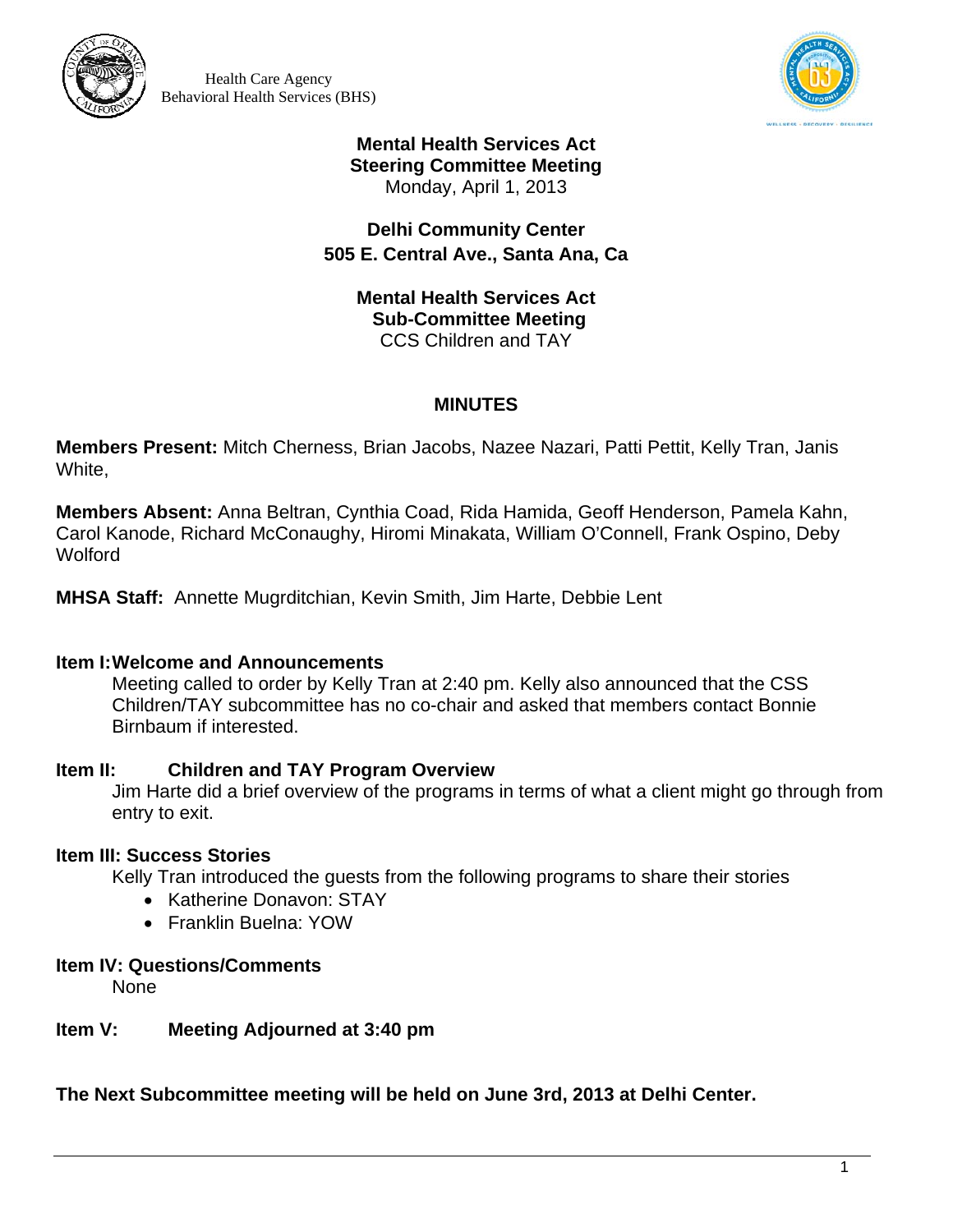Health Care Agency
Behavioral Health Services (BHS)

**Mental Health Services Act**
**Steering Committee Meeting**
Monday, April 1, 2013

**Delhi Community Center**
**505 E. Central Ave., Santa Ana, Ca**

**Mental Health Services Act**
**Sub-Committee Meeting**
CCS Children and TAY

## MINUTES

**Members Present:** Mitch Cherness, Brian Jacobs, Nazee Nazari, Patti Pettit, Kelly Tran, Janis White,

**Members Absent:** Anna Beltran, Cynthia Coad, Rida Hamida, Geoff Henderson, Pamela Kahn, Carol Kanode, Richard McConaughy, Hiromi Minakata, William O'Connell, Frank Ospino, Deby Wolford

**MHSA Staff:** Annette Mugrditchian, Kevin Smith, Jim Harte, Debbie Lent

**Item I: Welcome and Announcements**

Meeting called to order by Kelly Tran at 2:40 pm. Kelly also announced that the CSS Children/TAY subcommittee has no co-chair and asked that members contact Bonnie Birnbaum if interested.

**Item II: Children and TAY Program Overview**

Jim Harte did a brief overview of the programs in terms of what a client might go through from entry to exit.

**Item III: Success Stories**

Kelly Tran introduced the guests from the following programs to share their stories

- Katherine Donavon: STAY
- Franklin Buelna: YOW

**Item IV: Questions/Comments**

None

**Item V: Meeting Adjourned at 3:40 pm**

**The Next Subcommittee meeting will be held on June 3rd, 2013 at Delhi Center.**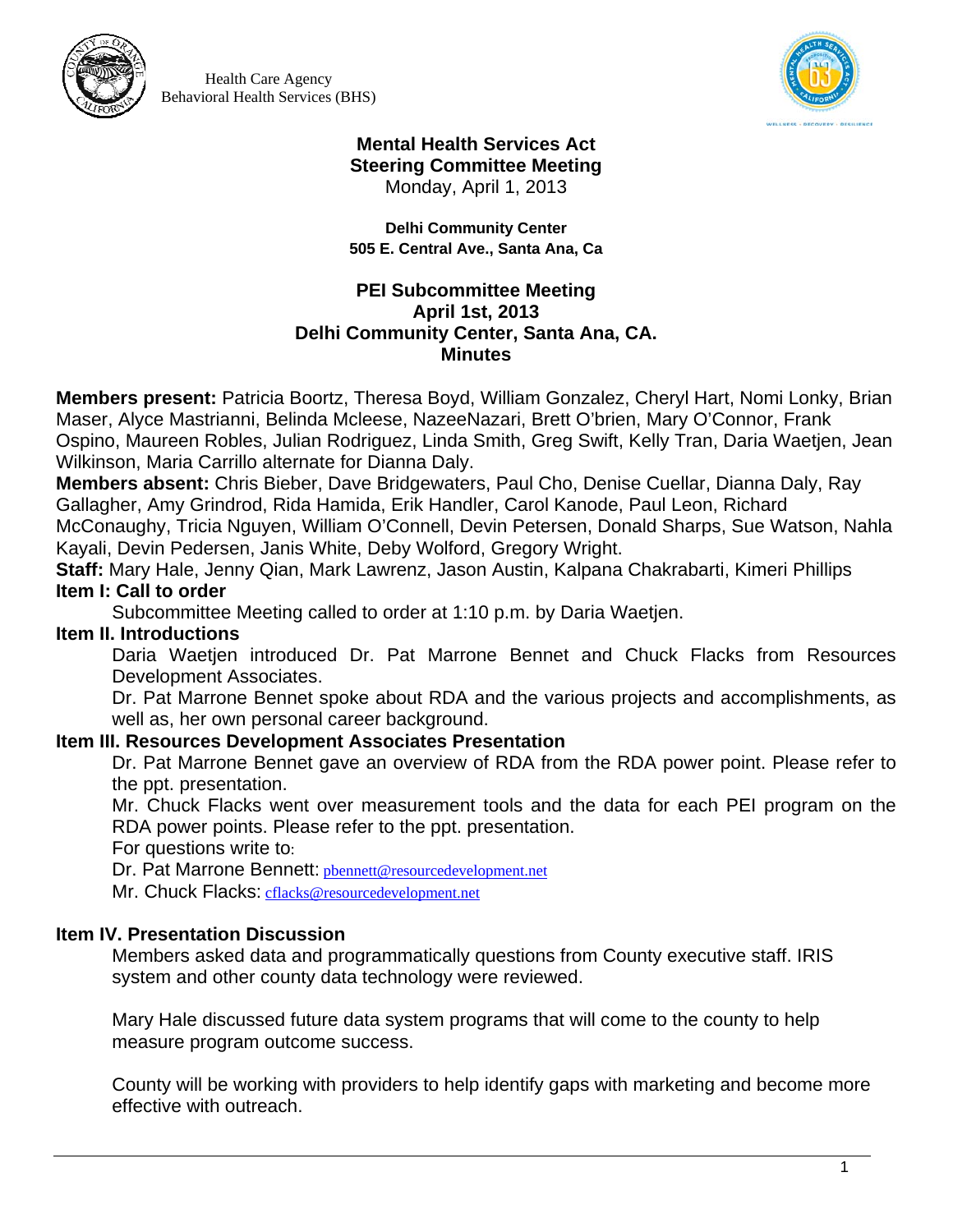Health Care Agency
Behavioral Health Services (BHS)

**Mental Health Services Act**
**Steering Committee Meeting**
Monday, April 1, 2013

**Delhi Community Center**
**505 E. Central Ave., Santa Ana, Ca**

**PEI Subcommittee Meeting**
**April 1st, 2013**
**Delhi Community Center, Santa Ana, CA.**
**Minutes**

**Members present:** Patricia Boortz, Theresa Boyd, William Gonzalez, Cheryl Hart, Nomi Lonky, Brian Maser, Alyce Mastrianni, Belinda Mcleese, NazeeNazari, Brett O'brien, Mary O'Connor, Frank Ospino, Maureen Robles, Julian Rodriguez, Linda Smith, Greg Swift, Kelly Tran, Daria Waetjen, Jean Wilkinson, Maria Carrillo alternate for Dianna Daly.

**Members absent:** Chris Bieber, Dave Bridgewaters, Paul Cho, Denise Cuellar, Dianna Daly, Ray Gallagher, Amy Grindrod, Rida Hamida, Erik Handler, Carol Kanode, Paul Leon, Richard McConaughy, Tricia Nguyen, William O'Connell, Devin Petersen, Donald Sharps, Sue Watson, Nahla Kayali, Devin Pedersen, Janis White, Deby Wolford, Gregory Wright.

**Staff:** Mary Hale, Jenny Qian, Mark Lawrenz, Jason Austin, Kalpana Chakrabarti, Kimeri Phillips

**Item I: Call to order**

Subcommittee Meeting called to order at 1:10 p.m. by Daria Waetjen.

**Item II. Introductions**

Daria Waetjen introduced Dr. Pat Marrone Bennet and Chuck Flacks from Resources Development Associates.

Dr. Pat Marrone Bennet spoke about RDA and the various projects and accomplishments, as well as, her own personal career background.

**Item III. Resources Development Associates Presentation**

Dr. Pat Marrone Bennet gave an overview of RDA from the RDA power point. Please refer to the ppt. presentation.

Mr. Chuck Flacks went over measurement tools and the data for each PEI program on the RDA power points. Please refer to the ppt. presentation.

For questions write to:

Dr. Pat Marrone Bennett: pbennett@resourcedevelopment.net

Mr. Chuck Flacks: cflacks@resourcedevelopment.net

**Item IV. Presentation Discussion**

Members asked data and programmatically questions from County executive staff. IRIS system and other county data technology were reviewed.

Mary Hale discussed future data system programs that will come to the county to help measure program outcome success.

County will be working with providers to help identify gaps with marketing and become more effective with outreach.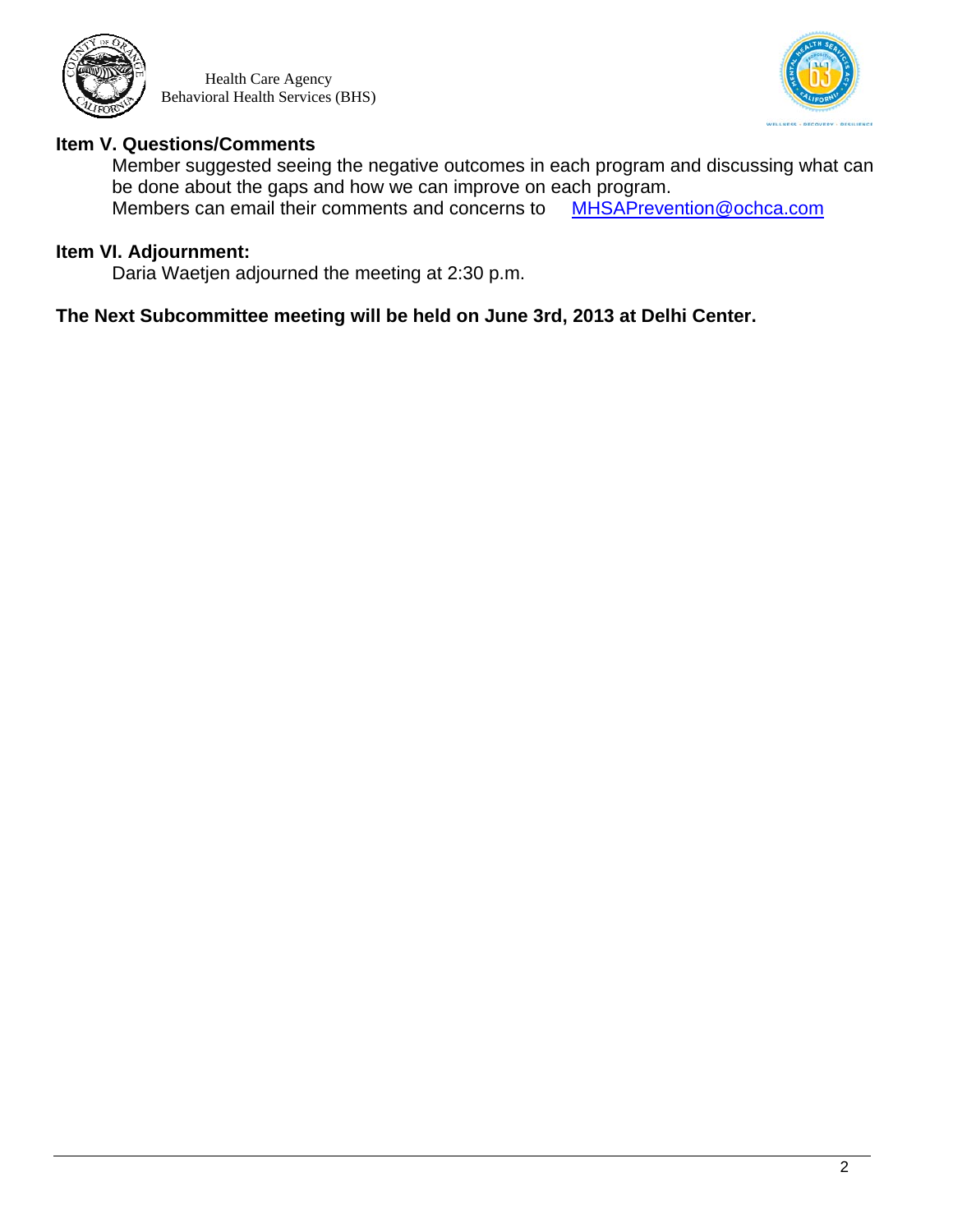**Item V. Questions/Comments**

Member suggested seeing the negative outcomes in each program and discussing what can be done about the gaps and how we can improve on each program.
Members can email their comments and concerns to MHSAPrevention@ochca.com

**Item VI. Adjournment:**

Daria Waetjen adjourned the meeting at 2:30 p.m.

**The Next Subcommittee meeting will be held on June 3rd, 2013 at Delhi Center.**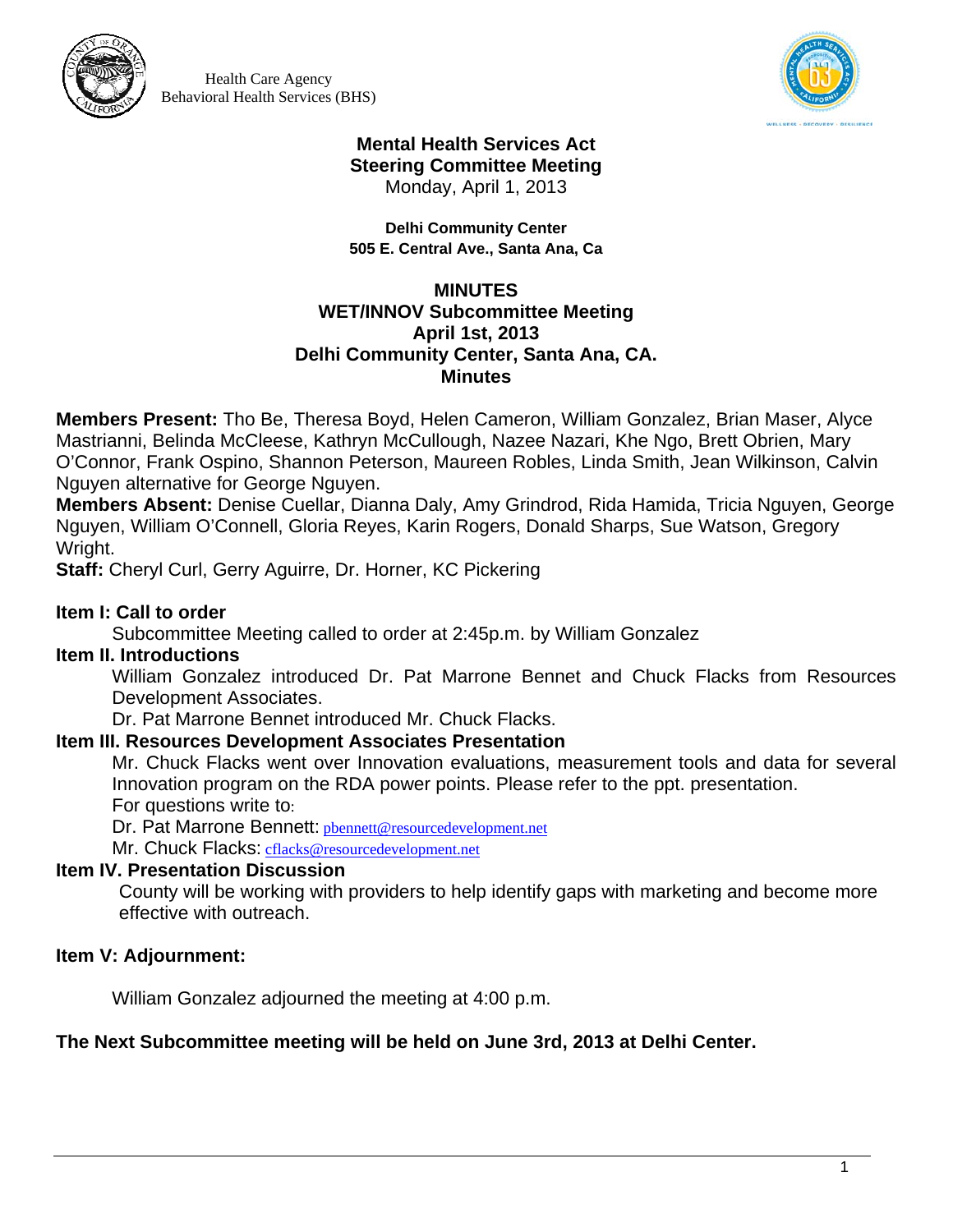Health Care Agency
Behavioral Health Services (BHS)

**Mental Health Services Act**
**Steering Committee Meeting**
Monday, April 1, 2013

**Delhi Community Center**
**505 E. Central Ave., Santa Ana, Ca**

**MINUTES**
**WET/INNOV Subcommittee Meeting**
**April 1st, 2013**
**Delhi Community Center, Santa Ana, CA.**
**Minutes**

**Members Present:** Tho Be, Theresa Boyd, Helen Cameron, William Gonzalez, Brian Maser, Alyce Mastrianni, Belinda McCleese, Kathryn McCullough, Nazee Nazari, Khe Ngo, Brett Obrien, Mary O'Connor, Frank Ospino, Shannon Peterson, Maureen Robles, Linda Smith, Jean Wilkinson, Calvin Nguyen alternative for George Nguyen.
**Members Absent:** Denise Cuellar, Dianna Daly, Amy Grindrod, Rida Hamida, Tricia Nguyen, George Nguyen, William O'Connell, Gloria Reyes, Karin Rogers, Donald Sharps, Sue Watson, Gregory Wright.
**Staff:** Cheryl Curl, Gerry Aguirre, Dr. Horner, KC Pickering

**Item I: Call to order**

Subcommittee Meeting called to order at 2:45p.m. by William Gonzalez

**Item II. Introductions**

William Gonzalez introduced Dr. Pat Marrone Bennet and Chuck Flacks from Resources Development Associates.

Dr. Pat Marrone Bennet introduced Mr. Chuck Flacks.

**Item III. Resources Development Associates Presentation**

Mr. Chuck Flacks went over Innovation evaluations, measurement tools and data for several Innovation program on the RDA power points. Please refer to the ppt. presentation.

For questions write to:

Dr. Pat Marrone Bennett: pbennett@resourcedevelopment.net

Mr. Chuck Flacks: cflacks@resourcedevelopment.net

**Item IV. Presentation Discussion**

County will be working with providers to help identify gaps with marketing and become more effective with outreach.

**Item V: Adjournment:**

William Gonzalez adjourned the meeting at 4:00 p.m.

**The Next Subcommittee meeting will be held on June 3rd, 2013 at Delhi Center.**